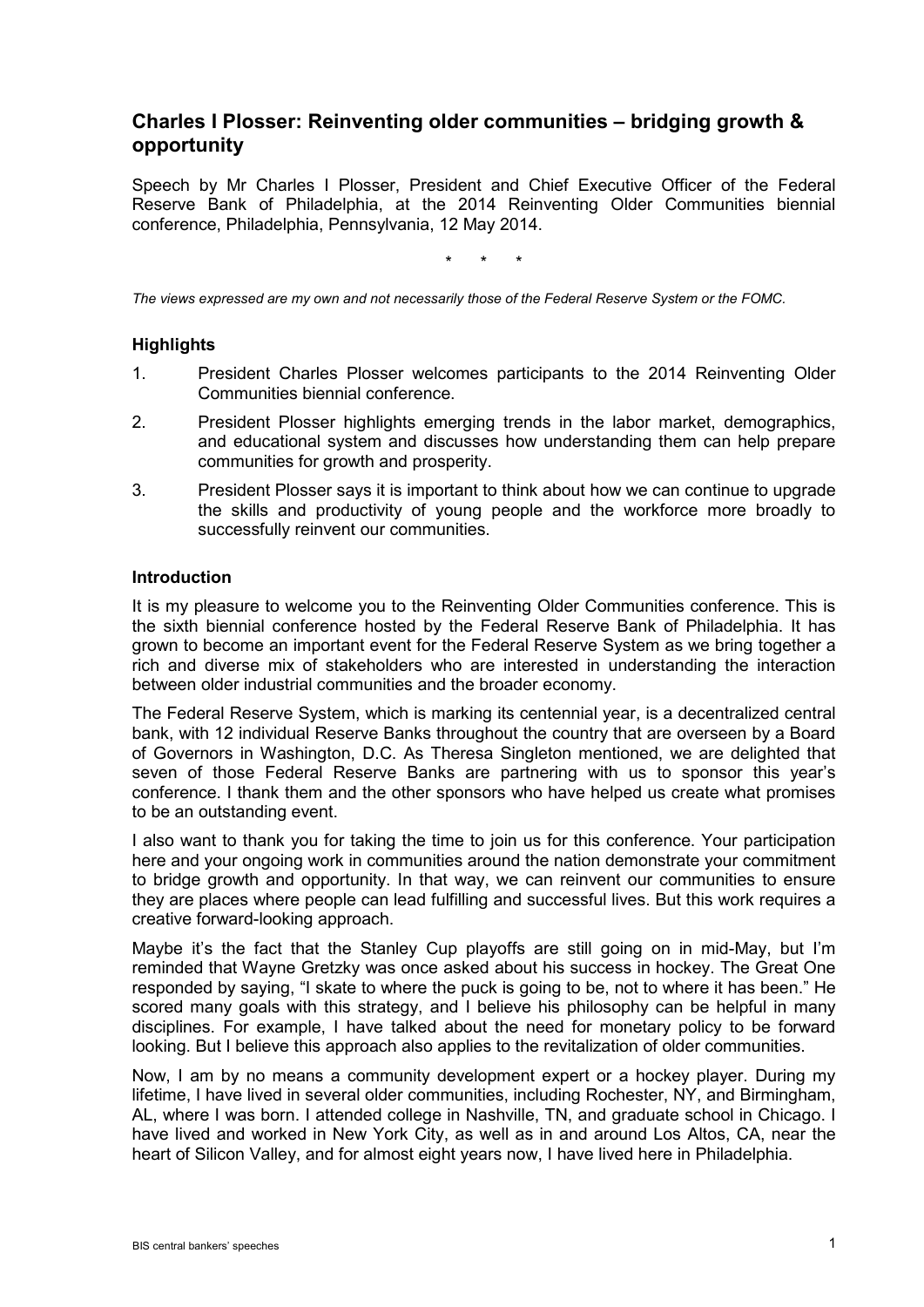# Charles I Plosser: Reinventing older communities – bridging growth & opportunity

Speech by Mr Charles I Plosser, President and Chief Executive Officer of the Federal Reserve Bank of Philadelphia, at the 2014 Reinventing Older Communities biennial conference, Philadelphia, Pennsylvania, 12 May 2014.

\*   \*   \*

*The views expressed are my own and not necessarily those of the Federal Reserve System or the FOMC.*

## Highlights

1. President Charles Plosser welcomes participants to the 2014 Reinventing Older Communities biennial conference.
2. President Plosser highlights emerging trends in the labor market, demographics, and educational system and discusses how understanding them can help prepare communities for growth and prosperity.
3. President Plosser says it is important to think about how we can continue to upgrade the skills and productivity of young people and the workforce more broadly to successfully reinvent our communities.

## Introduction

It is my pleasure to welcome you to the Reinventing Older Communities conference. This is the sixth biennial conference hosted by the Federal Reserve Bank of Philadelphia. It has grown to become an important event for the Federal Reserve System as we bring together a rich and diverse mix of stakeholders who are interested in understanding the interaction between older industrial communities and the broader economy.

The Federal Reserve System, which is marking its centennial year, is a decentralized central bank, with 12 individual Reserve Banks throughout the country that are overseen by a Board of Governors in Washington, D.C. As Theresa Singleton mentioned, we are delighted that seven of those Federal Reserve Banks are partnering with us to sponsor this year's conference. I thank them and the other sponsors who have helped us create what promises to be an outstanding event.

I also want to thank you for taking the time to join us for this conference. Your participation here and your ongoing work in communities around the nation demonstrate your commitment to bridge growth and opportunity. In that way, we can reinvent our communities to ensure they are places where people can lead fulfilling and successful lives. But this work requires a creative forward-looking approach.

Maybe it's the fact that the Stanley Cup playoffs are still going on in mid-May, but I'm reminded that Wayne Gretzky was once asked about his success in hockey. The Great One responded by saying, "I skate to where the puck is going to be, not to where it has been." He scored many goals with this strategy, and I believe his philosophy can be helpful in many disciplines. For example, I have talked about the need for monetary policy to be forward looking. But I believe this approach also applies to the revitalization of older communities.

Now, I am by no means a community development expert or a hockey player. During my lifetime, I have lived in several older communities, including Rochester, NY, and Birmingham, AL, where I was born. I attended college in Nashville, TN, and graduate school in Chicago. I have lived and worked in New York City, as well as in and around Los Altos, CA, near the heart of Silicon Valley, and for almost eight years now, I have lived here in Philadelphia.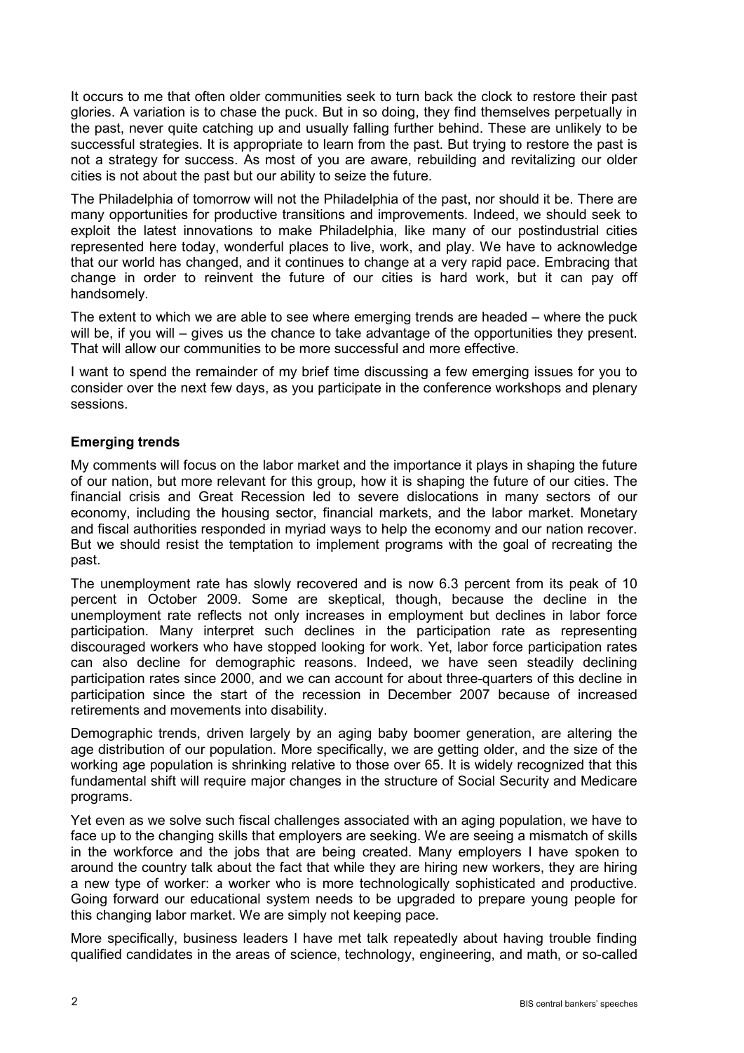It occurs to me that often older communities seek to turn back the clock to restore their past glories. A variation is to chase the puck. But in so doing, they find themselves perpetually in the past, never quite catching up and usually falling further behind. These are unlikely to be successful strategies. It is appropriate to learn from the past. But trying to restore the past is not a strategy for success. As most of you are aware, rebuilding and revitalizing our older cities is not about the past but our ability to seize the future.

The Philadelphia of tomorrow will not the Philadelphia of the past, nor should it be. There are many opportunities for productive transitions and improvements. Indeed, we should seek to exploit the latest innovations to make Philadelphia, like many of our postindustrial cities represented here today, wonderful places to live, work, and play. We have to acknowledge that our world has changed, and it continues to change at a very rapid pace. Embracing that change in order to reinvent the future of our cities is hard work, but it can pay off handsomely.

The extent to which we are able to see where emerging trends are headed – where the puck will be, if you will – gives us the chance to take advantage of the opportunities they present. That will allow our communities to be more successful and more effective.

I want to spend the remainder of my brief time discussing a few emerging issues for you to consider over the next few days, as you participate in the conference workshops and plenary sessions.

## Emerging trends

My comments will focus on the labor market and the importance it plays in shaping the future of our nation, but more relevant for this group, how it is shaping the future of our cities. The financial crisis and Great Recession led to severe dislocations in many sectors of our economy, including the housing sector, financial markets, and the labor market. Monetary and fiscal authorities responded in myriad ways to help the economy and our nation recover. But we should resist the temptation to implement programs with the goal of recreating the past.

The unemployment rate has slowly recovered and is now 6.3 percent from its peak of 10 percent in October 2009. Some are skeptical, though, because the decline in the unemployment rate reflects not only increases in employment but declines in labor force participation. Many interpret such declines in the participation rate as representing discouraged workers who have stopped looking for work. Yet, labor force participation rates can also decline for demographic reasons. Indeed, we have seen steadily declining participation rates since 2000, and we can account for about three-quarters of this decline in participation since the start of the recession in December 2007 because of increased retirements and movements into disability.

Demographic trends, driven largely by an aging baby boomer generation, are altering the age distribution of our population. More specifically, we are getting older, and the size of the working age population is shrinking relative to those over 65. It is widely recognized that this fundamental shift will require major changes in the structure of Social Security and Medicare programs.

Yet even as we solve such fiscal challenges associated with an aging population, we have to face up to the changing skills that employers are seeking. We are seeing a mismatch of skills in the workforce and the jobs that are being created. Many employers I have spoken to around the country talk about the fact that while they are hiring new workers, they are hiring a new type of worker: a worker who is more technologically sophisticated and productive. Going forward our educational system needs to be upgraded to prepare young people for this changing labor market. We are simply not keeping pace.

More specifically, business leaders I have met talk repeatedly about having trouble finding qualified candidates in the areas of science, technology, engineering, and math, or so-called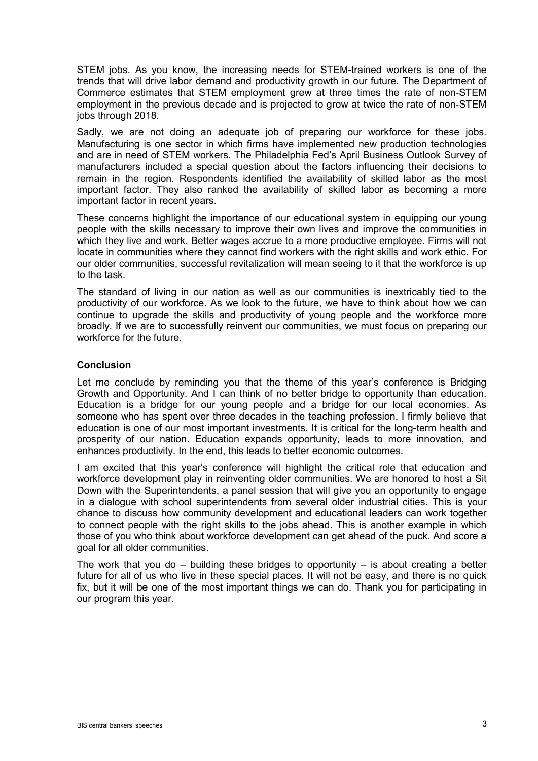STEM jobs. As you know, the increasing needs for STEM-trained workers is one of the trends that will drive labor demand and productivity growth in our future. The Department of Commerce estimates that STEM employment grew at three times the rate of non-STEM employment in the previous decade and is projected to grow at twice the rate of non-STEM jobs through 2018.

Sadly, we are not doing an adequate job of preparing our workforce for these jobs. Manufacturing is one sector in which firms have implemented new production technologies and are in need of STEM workers. The Philadelphia Fed's April Business Outlook Survey of manufacturers included a special question about the factors influencing their decisions to remain in the region. Respondents identified the availability of skilled labor as the most important factor. They also ranked the availability of skilled labor as becoming a more important factor in recent years.

These concerns highlight the importance of our educational system in equipping our young people with the skills necessary to improve their own lives and improve the communities in which they live and work. Better wages accrue to a more productive employee. Firms will not locate in communities where they cannot find workers with the right skills and work ethic. For our older communities, successful revitalization will mean seeing to it that the workforce is up to the task.

The standard of living in our nation as well as our communities is inextricably tied to the productivity of our workforce. As we look to the future, we have to think about how we can continue to upgrade the skills and productivity of young people and the workforce more broadly. If we are to successfully reinvent our communities, we must focus on preparing our workforce for the future.

### Conclusion

Let me conclude by reminding you that the theme of this year's conference is Bridging Growth and Opportunity. And I can think of no better bridge to opportunity than education. Education is a bridge for our young people and a bridge for our local economies. As someone who has spent over three decades in the teaching profession, I firmly believe that education is one of our most important investments. It is critical for the long-term health and prosperity of our nation. Education expands opportunity, leads to more innovation, and enhances productivity. In the end, this leads to better economic outcomes.

I am excited that this year's conference will highlight the critical role that education and workforce development play in reinventing older communities. We are honored to host a Sit Down with the Superintendents, a panel session that will give you an opportunity to engage in a dialogue with school superintendents from several older industrial cities. This is your chance to discuss how community development and educational leaders can work together to connect people with the right skills to the jobs ahead. This is another example in which those of you who think about workforce development can get ahead of the puck. And score a goal for all older communities.

The work that you do – building these bridges to opportunity – is about creating a better future for all of us who live in these special places. It will not be easy, and there is no quick fix, but it will be one of the most important things we can do. Thank you for participating in our program this year.